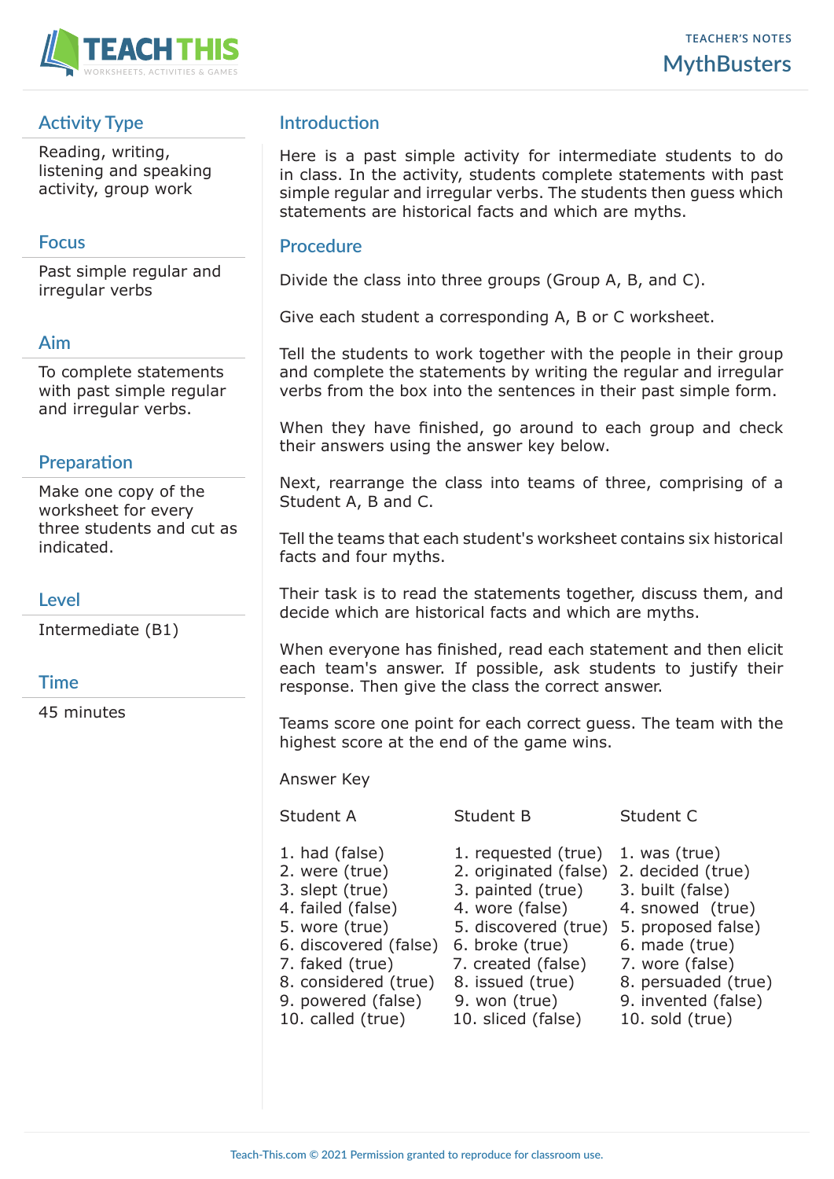TEACHER'S NOTES

# MythBusters

## Activity Type

Reading, writing, listening and speaking activity, group work

## Focus

Past simple regular and irregular verbs

## Aim

To complete statements with past simple regular and irregular verbs.

## Preparation

Make one copy of the worksheet for every three students and cut as indicated.

## Level

Intermediate (B1)

## Time

45 minutes

## Introduction

Here is a past simple activity for intermediate students to do in class. In the activity, students complete statements with past simple regular and irregular verbs. The students then guess which statements are historical facts and which are myths.

## Procedure

Divide the class into three groups (Group A, B, and C).

Give each student a corresponding A, B or C worksheet.

Tell the students to work together with the people in their group and complete the statements by writing the regular and irregular verbs from the box into the sentences in their past simple form.

When they have finished, go around to each group and check their answers using the answer key below.

Next, rearrange the class into teams of three, comprising of a Student A, B and C.

Tell the teams that each student's worksheet contains six historical facts and four myths.

Their task is to read the statements together, discuss them, and decide which are historical facts and which are myths.

When everyone has finished, read each statement and then elicit each team's answer. If possible, ask students to justify their response. Then give the class the correct answer.

Teams score one point for each correct guess. The team with the highest score at the end of the game wins.

Answer Key

| Student A | Student B | Student C |
|---|---|---|
| 1. had (false) | 1. requested (true) | 1. was (true) |
| 2. were (true) | 2. originated (false) | 2. decided (true) |
| 3. slept (true) | 3. painted (true) | 3. built (false) |
| 4. failed (false) | 4. wore (false) | 4. snowed (true) |
| 5. wore (true) | 5. discovered (true) | 5. proposed false) |
| 6. discovered (false) | 6. broke (true) | 6. made (true) |
| 7. faked (true) | 7. created (false) | 7. wore (false) |
| 8. considered (true) | 8. issued (true) | 8. persuaded (true) |
| 9. powered (false) | 9. won (true) | 9. invented (false) |
| 10. called (true) | 10. sliced (false) | 10. sold (true) |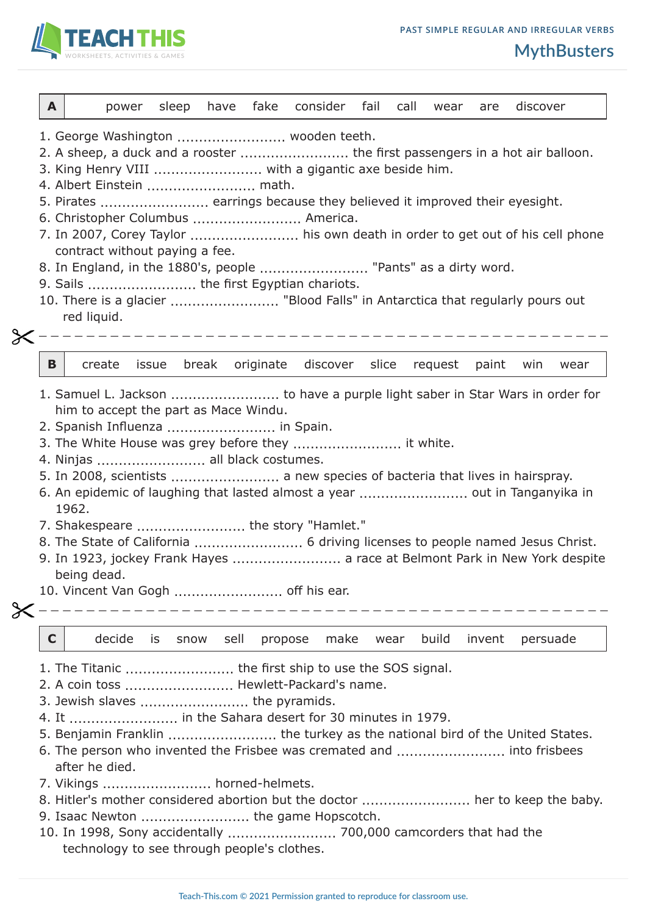## PAST SIMPLE REGULAR AND IRREGULAR VERBS

# MythBusters

| A | power sleep have fake consider fail call wear are discover |
|---|---|

1. George Washington ......................... wooden teeth.
2. A sheep, a duck and a rooster ......................... the first passengers in a hot air balloon.
3. King Henry VIII ......................... with a gigantic axe beside him.
4. Albert Einstein ......................... math.
5. Pirates ......................... earrings because they believed it improved their eyesight.
6. Christopher Columbus ......................... America.
7. In 2007, Corey Taylor ......................... his own death in order to get out of his cell phone contract without paying a fee.
8. In England, in the 1880's, people ......................... "Pants" as a dirty word.
9. Sails ......................... the first Egyptian chariots.
10. There is a glacier ......................... "Blood Falls" in Antarctica that regularly pours out red liquid.

---

| B | create issue break originate discover slice request paint win wear |
|---|---|

1. Samuel L. Jackson ......................... to have a purple light saber in Star Wars in order for him to accept the part as Mace Windu.
2. Spanish Influenza ......................... in Spain.
3. The White House was grey before they ......................... it white.
4. Ninjas ......................... all black costumes.
5. In 2008, scientists ......................... a new species of bacteria that lives in hairspray.
6. An epidemic of laughing that lasted almost a year ......................... out in Tanganyika in 1962.
7. Shakespeare ......................... the story "Hamlet."
8. The State of California ......................... 6 driving licenses to people named Jesus Christ.
9. In 1923, jockey Frank Hayes ......................... a race at Belmont Park in New York despite being dead.
10. Vincent Van Gogh ......................... off his ear.

---

| C | decide is snow sell propose make wear build invent persuade |
|---|---|

1. The Titanic ......................... the first ship to use the SOS signal.
2. A coin toss ......................... Hewlett-Packard's name.
3. Jewish slaves ......................... the pyramids.
4. It ......................... in the Sahara desert for 30 minutes in 1979.
5. Benjamin Franklin ......................... the turkey as the national bird of the United States.
6. The person who invented the Frisbee was cremated and ......................... into frisbees after he died.
7. Vikings ......................... horned-helmets.
8. Hitler's mother considered abortion but the doctor ......................... her to keep the baby.
9. Isaac Newton ......................... the game Hopscotch.
10. In 1998, Sony accidentally ......................... 700,000 camcorders that had the technology to see through people's clothes.

Teach-This.com © 2021 Permission granted to reproduce for classroom use.